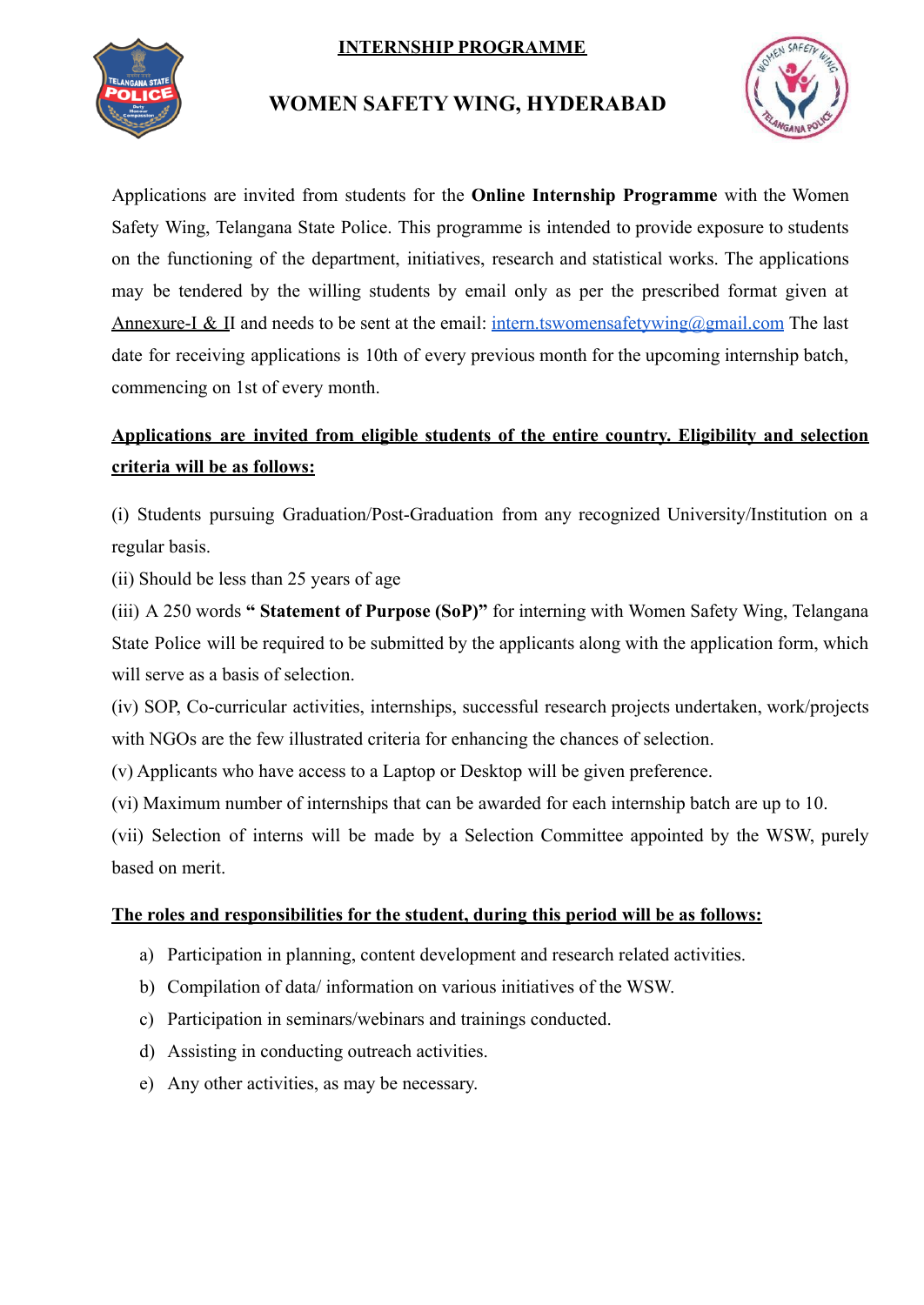**INTERNSHIP PROGRAMME**

# WOMEN SAFETY WING, HYDERABAD

Applications are invited from students for the **Online Internship Programme** with the Women Safety Wing, Telangana State Police. This programme is intended to provide exposure to students on the functioning of the department, initiatives, research and statistical works. The applications may be tendered by the willing students by email only as per the prescribed format given at Annexure-I & II and needs to be sent at the email: intern.tswomensafetywing@gmail.com The last date for receiving applications is 10th of every previous month for the upcoming internship batch, commencing on 1st of every month.

**Applications are invited from eligible students of the entire country. Eligibility and selection criteria will be as follows:**

(i) Students pursuing Graduation/Post-Graduation from any recognized University/Institution on a regular basis.

(ii) Should be less than 25 years of age

(iii) A 250 words **" Statement of Purpose (SoP)"** for interning with Women Safety Wing, Telangana State Police will be required to be submitted by the applicants along with the application form, which will serve as a basis of selection.

(iv) SOP, Co-curricular activities, internships, successful research projects undertaken, work/projects with NGOs are the few illustrated criteria for enhancing the chances of selection.

(v) Applicants who have access to a Laptop or Desktop will be given preference.

(vi) Maximum number of internships that can be awarded for each internship batch are up to 10.

(vii) Selection of interns will be made by a Selection Committee appointed by the WSW, purely based on merit.

**The roles and responsibilities for the student, during this period will be as follows:**

a) Participation in planning, content development and research related activities.

b) Compilation of data/ information on various initiatives of the WSW.

c) Participation in seminars/webinars and trainings conducted.

d) Assisting in conducting outreach activities.

e) Any other activities, as may be necessary.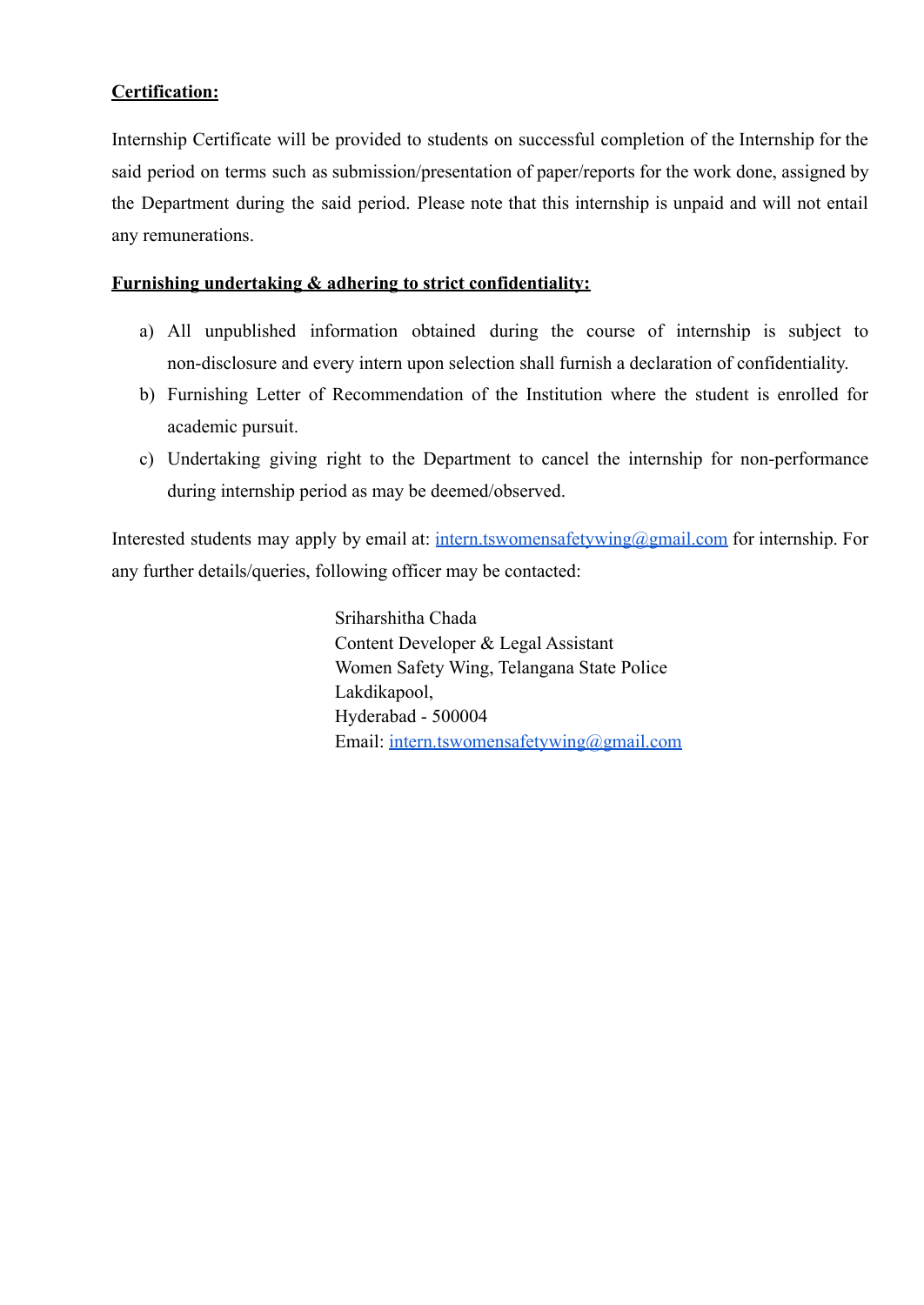**Certification:**

Internship Certificate will be provided to students on successful completion of the Internship for the said period on terms such as submission/presentation of paper/reports for the work done, assigned by the Department during the said period. Please note that this internship is unpaid and will not entail any remunerations.

**Furnishing undertaking & adhering to strict confidentiality:**

a) All unpublished information obtained during the course of internship is subject to non-disclosure and every intern upon selection shall furnish a declaration of confidentiality.

b) Furnishing Letter of Recommendation of the Institution where the student is enrolled for academic pursuit.

c) Undertaking giving right to the Department to cancel the internship for non-performance during internship period as may be deemed/observed.

Interested students may apply by email at: intern.tswomensafetywing@gmail.com for internship. For any further details/queries, following officer may be contacted:

Sriharshitha Chada
Content Developer & Legal Assistant
Women Safety Wing, Telangana State Police
Lakdikapool,
Hyderabad - 500004
Email: intern.tswomensafetywing@gmail.com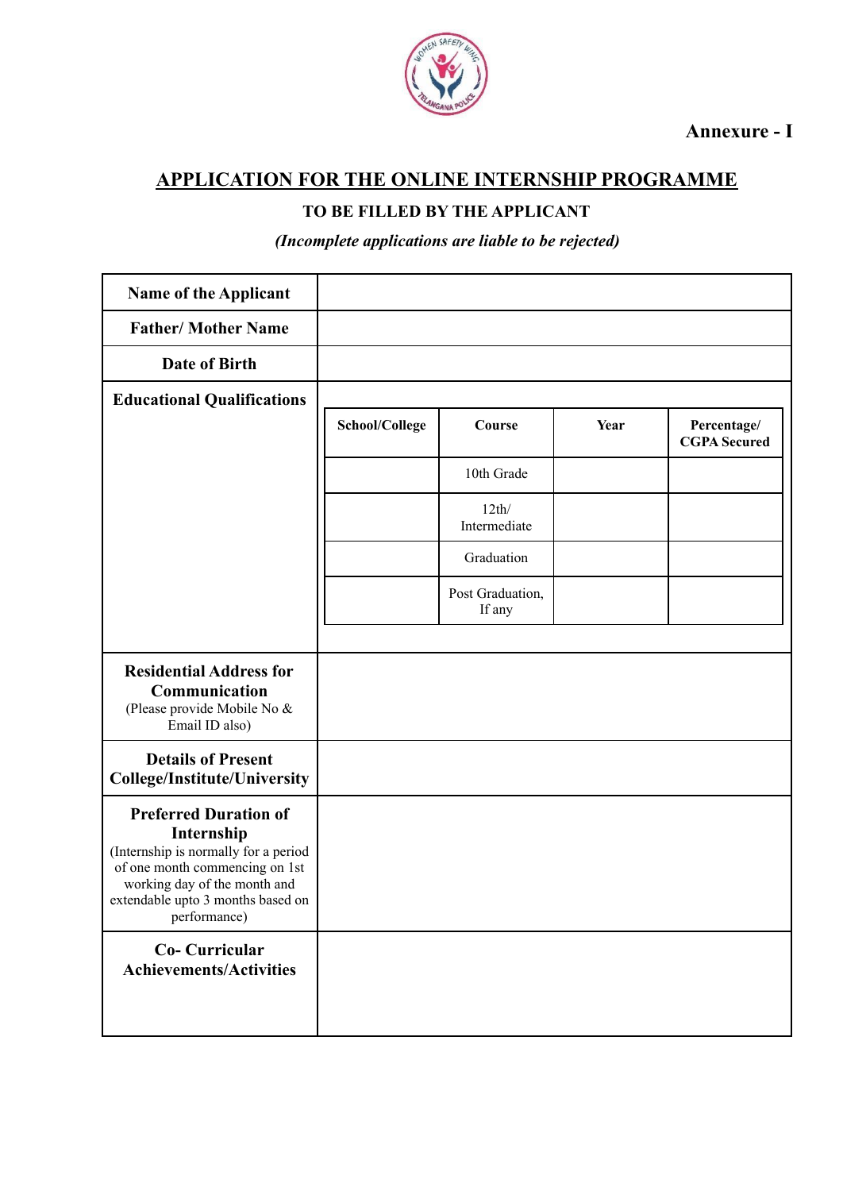**Annexure - I**

## APPLICATION FOR THE ONLINE INTERNSHIP PROGRAMME

**TO BE FILLED BY THE APPLICANT**

***(Incomplete applications are liable to be rejected)***

| | |
|---|---|
| **Name of the Applicant** | |
| **Father/ Mother Name** | |
| **Date of Birth** | |
| **Educational Qualifications** | |

| School/College | Course | Year | Percentage/ CGPA Secured |
|---|---|---|---|
| | 10th Grade | | |
| | 12th/ Intermediate | | |
| | Graduation | | |
| | Post Graduation, If any | | |

| | |
|---|---|
| **Residential Address for Communication** (Please provide Mobile No & Email ID also) | |
| **Details of Present College/Institute/University** | |
| **Preferred Duration of Internship** (Internship is normally for a period of one month commencing on 1st working day of the month and extendable upto 3 months based on performance) | |
| **Co- Curricular Achievements/Activities** | |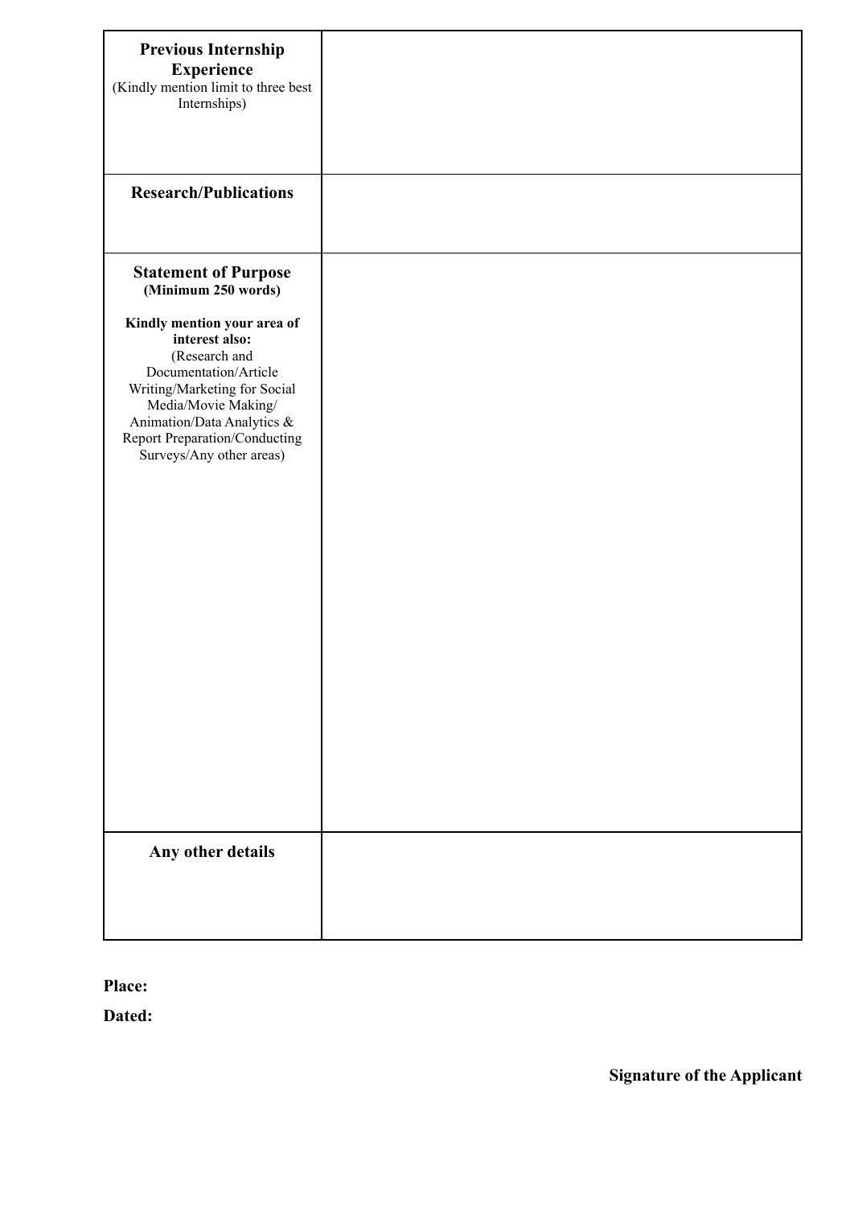| | |
|---|---|
| **Previous Internship Experience** (Kindly mention limit to three best Internships) | |
| **Research/Publications** | |
| **Statement of Purpose** **(Minimum 250 words)** **Kindly mention your area of interest also:** (Research and Documentation/Article Writing/Marketing for Social Media/Movie Making/ Animation/Data Analytics & Report Preparation/Conducting Surveys/Any other areas) | |
| **Any other details** | |

**Place:**

**Dated:**

**Signature of the Applicant**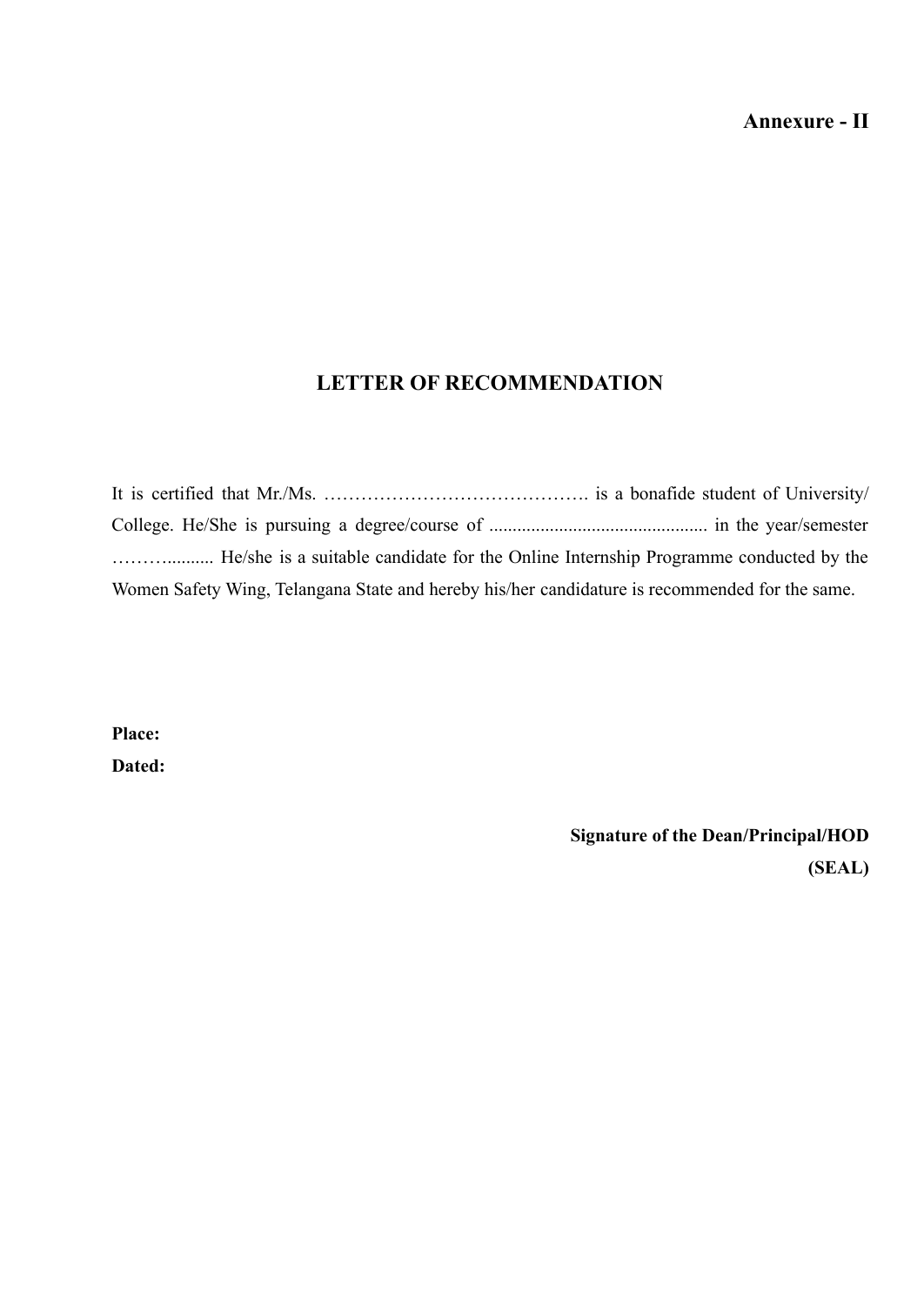**Annexure - II**

## LETTER OF RECOMMENDATION

It is certified that Mr./Ms. ……………………………………. is a bonafide student of University/ College. He/She is pursuing a degree/course of .............................................. in the year/semester ………......... He/she is a suitable candidate for the Online Internship Programme conducted by the Women Safety Wing, Telangana State and hereby his/her candidature is recommended for the same.

**Place:**

**Dated:**

**Signature of the Dean/Principal/HOD**

**(SEAL)**